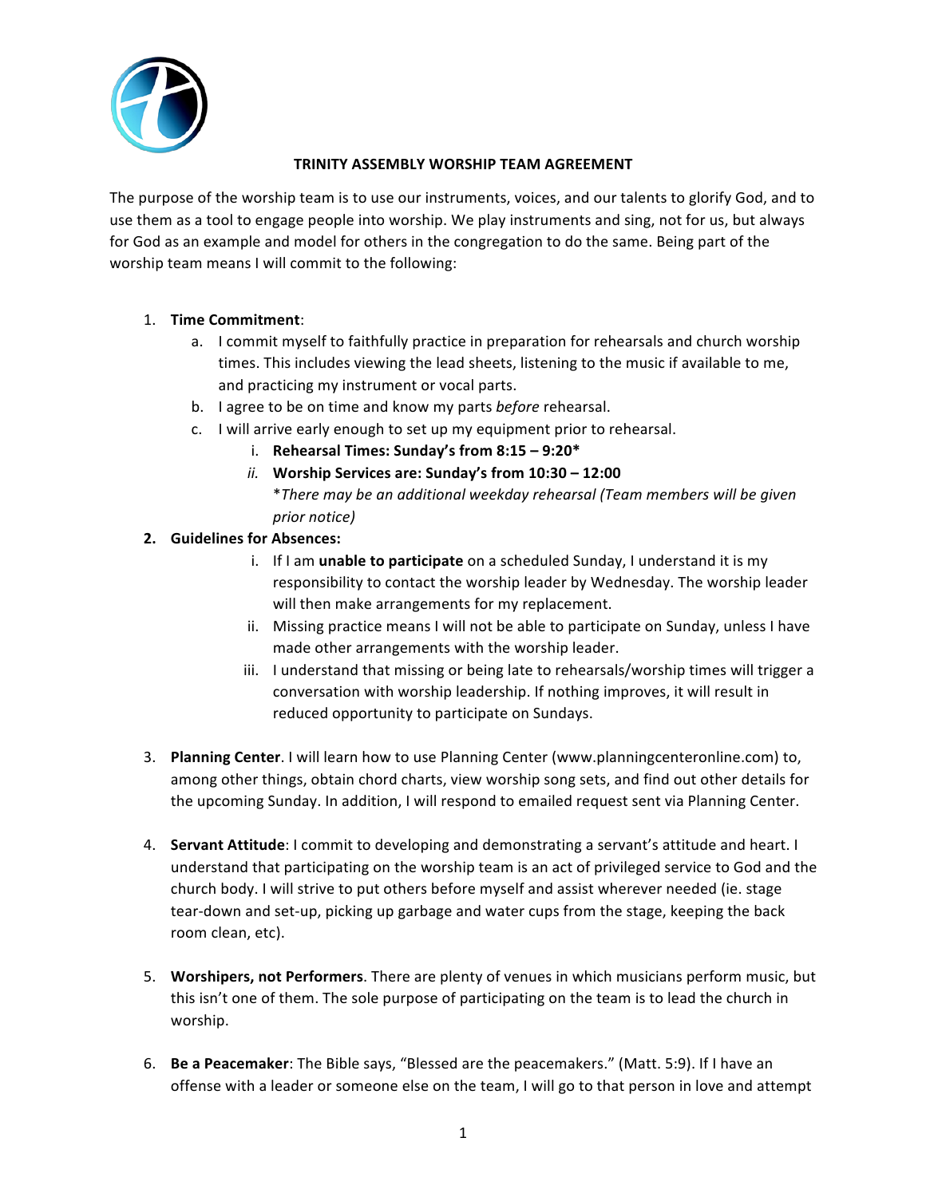# TRINITY ASSEMBLY WORSHIP TEAM AGREEMENT

The purpose of the worship team is to use our instruments, voices, and our talents to glorify God, and to use them as a tool to engage people into worship. We play instruments and sing, not for us, but always for God as an example and model for others in the congregation to do the same. Being part of the worship team means I will commit to the following:

1. **Time Commitment**:
   a. I commit myself to faithfully practice in preparation for rehearsals and church worship times. This includes viewing the lead sheets, listening to the music if available to me, and practicing my instrument or vocal parts.
   b. I agree to be on time and know my parts *before* rehearsal.
   c. I will arrive early enough to set up my equipment prior to rehearsal.
      i. **Rehearsal Times: Sunday's from 8:15 – 9:20***
      ii. **Worship Services are: Sunday's from 10:30 – 12:00**
      **There may be an additional weekday rehearsal (Team members will be given prior notice)*
2. **Guidelines for Absences:**
   i. If I am **unable to participate** on a scheduled Sunday, I understand it is my responsibility to contact the worship leader by Wednesday. The worship leader will then make arrangements for my replacement.
   ii. Missing practice means I will not be able to participate on Sunday, unless I have made other arrangements with the worship leader.
   iii. I understand that missing or being late to rehearsals/worship times will trigger a conversation with worship leadership. If nothing improves, it will result in reduced opportunity to participate on Sundays.
3. **Planning Center**. I will learn how to use Planning Center (www.planningcenteronline.com) to, among other things, obtain chord charts, view worship song sets, and find out other details for the upcoming Sunday. In addition, I will respond to emailed request sent via Planning Center.
4. **Servant Attitude**: I commit to developing and demonstrating a servant's attitude and heart. I understand that participating on the worship team is an act of privileged service to God and the church body. I will strive to put others before myself and assist wherever needed (ie. stage tear-down and set-up, picking up garbage and water cups from the stage, keeping the back room clean, etc).
5. **Worshipers, not Performers**. There are plenty of venues in which musicians perform music, but this isn't one of them. The sole purpose of participating on the team is to lead the church in worship.
6. **Be a Peacemaker**: The Bible says, "Blessed are the peacemakers." (Matt. 5:9). If I have an offense with a leader or someone else on the team, I will go to that person in love and attempt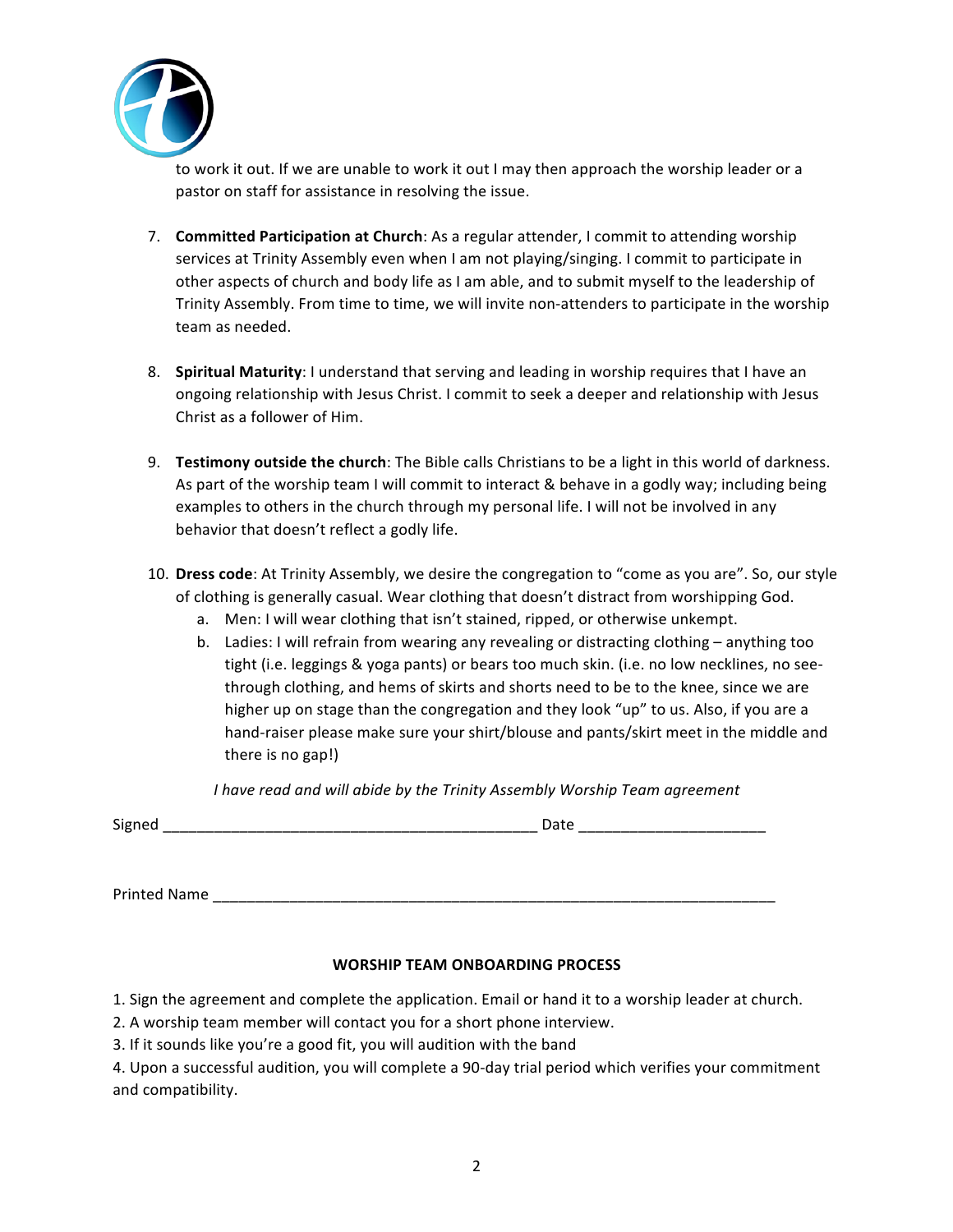to work it out. If we are unable to work it out I may then approach the worship leader or a pastor on staff for assistance in resolving the issue.

7. **Committed Participation at Church**: As a regular attender, I commit to attending worship services at Trinity Assembly even when I am not playing/singing. I commit to participate in other aspects of church and body life as I am able, and to submit myself to the leadership of Trinity Assembly. From time to time, we will invite non-attenders to participate in the worship team as needed.

8. **Spiritual Maturity**: I understand that serving and leading in worship requires that I have an ongoing relationship with Jesus Christ. I commit to seek a deeper and relationship with Jesus Christ as a follower of Him.

9. **Testimony outside the church**: The Bible calls Christians to be a light in this world of darkness. As part of the worship team I will commit to interact & behave in a godly way; including being examples to others in the church through my personal life. I will not be involved in any behavior that doesn't reflect a godly life.

10. **Dress code**: At Trinity Assembly, we desire the congregation to "come as you are". So, our style of clothing is generally casual. Wear clothing that doesn't distract from worshipping God.
    a. Men: I will wear clothing that isn't stained, ripped, or otherwise unkempt.
    b. Ladies: I will refrain from wearing any revealing or distracting clothing – anything too tight (i.e. leggings & yoga pants) or bears too much skin. (i.e. no low necklines, no see-through clothing, and hems of skirts and shorts need to be to the knee, since we are higher up on stage than the congregation and they look "up" to us. Also, if you are a hand-raiser please make sure your shirt/blouse and pants/skirt meet in the middle and there is no gap!)

*I have read and will abide by the Trinity Assembly Worship Team agreement*

Signed ____________________________________________ Date _____________________

Printed Name ___________________________________________________________________

**WORSHIP TEAM ONBOARDING PROCESS**

1. Sign the agreement and complete the application. Email or hand it to a worship leader at church.
2. A worship team member will contact you for a short phone interview.
3. If it sounds like you're a good fit, you will audition with the band
4. Upon a successful audition, you will complete a 90-day trial period which verifies your commitment and compatibility.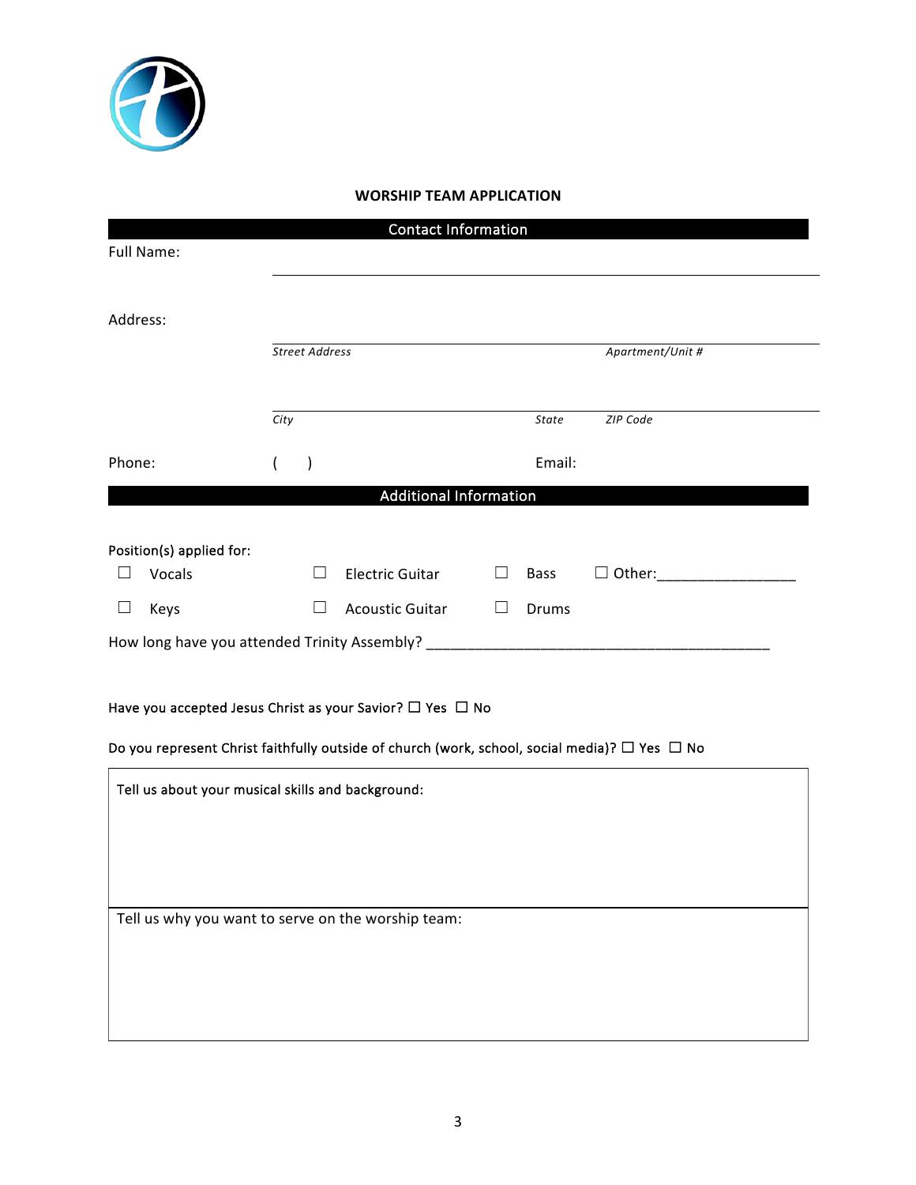**WORSHIP TEAM APPLICATION**

## Contact Information

Full Name: ______________________________________________

Address:

______________________________________________
*Street Address* *Apartment/Unit #*

______________________________________________
*City* *State* *ZIP Code*

Phone: ( ) Email:

## Additional Information

Position(s) applied for:

☐ Vocals ☐ Electric Guitar ☐ Bass ☐ Other:_________________

☐ Keys ☐ Acoustic Guitar ☐ Drums

How long have you attended Trinity Assembly? ____________________________________________

Have you accepted Jesus Christ as your Savior? ☐ Yes ☐ No

Do you represent Christ faithfully outside of church (work, school, social media)? ☐ Yes ☐ No

Tell us about your musical skills and background:

Tell us why you want to serve on the worship team: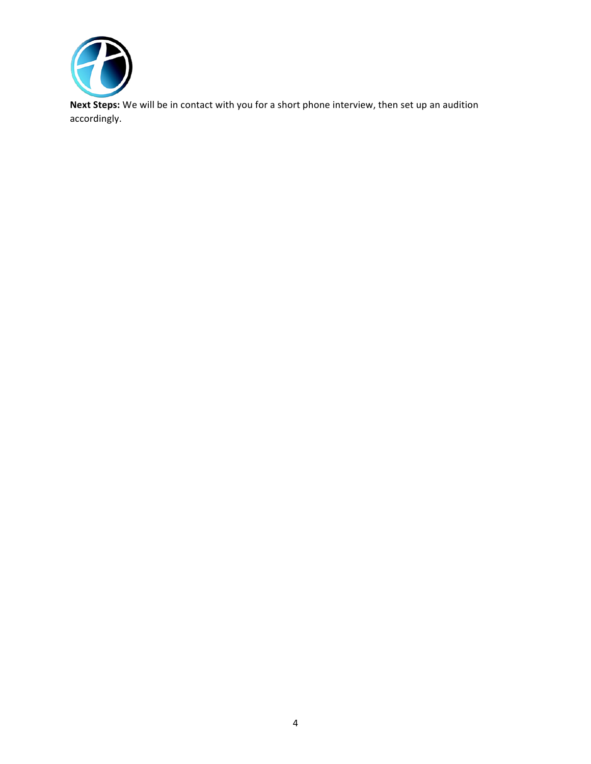**Next Steps:** We will be in contact with you for a short phone interview, then set up an audition accordingly.